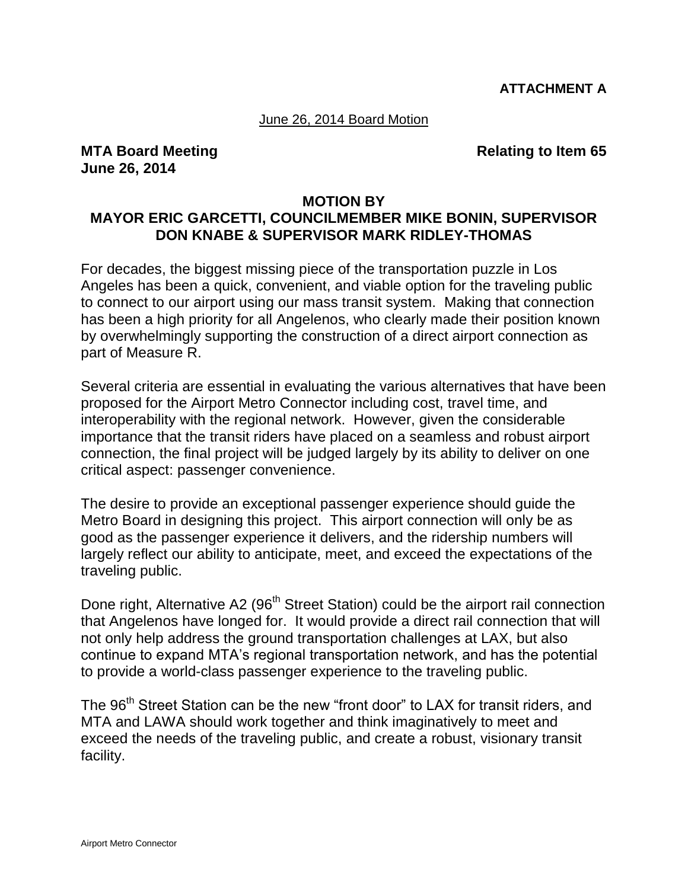**ATTACHMENT A**

June 26, 2014 Board Motion

**MTA Board Meeting** **Relating to Item 65**
**June 26, 2014**

**MOTION BY**
**MAYOR ERIC GARCETTI, COUNCILMEMBER MIKE BONIN, SUPERVISOR DON KNABE & SUPERVISOR MARK RIDLEY-THOMAS**

For decades, the biggest missing piece of the transportation puzzle in Los Angeles has been a quick, convenient, and viable option for the traveling public to connect to our airport using our mass transit system. Making that connection has been a high priority for all Angelenos, who clearly made their position known by overwhelmingly supporting the construction of a direct airport connection as part of Measure R.

Several criteria are essential in evaluating the various alternatives that have been proposed for the Airport Metro Connector including cost, travel time, and interoperability with the regional network. However, given the considerable importance that the transit riders have placed on a seamless and robust airport connection, the final project will be judged largely by its ability to deliver on one critical aspect: passenger convenience.

The desire to provide an exceptional passenger experience should guide the Metro Board in designing this project. This airport connection will only be as good as the passenger experience it delivers, and the ridership numbers will largely reflect our ability to anticipate, meet, and exceed the expectations of the traveling public.

Done right, Alternative A2 (96th Street Station) could be the airport rail connection that Angelenos have longed for. It would provide a direct rail connection that will not only help address the ground transportation challenges at LAX, but also continue to expand MTA's regional transportation network, and has the potential to provide a world-class passenger experience to the traveling public.

The 96th Street Station can be the new "front door" to LAX for transit riders, and MTA and LAWA should work together and think imaginatively to meet and exceed the needs of the traveling public, and create a robust, visionary transit facility.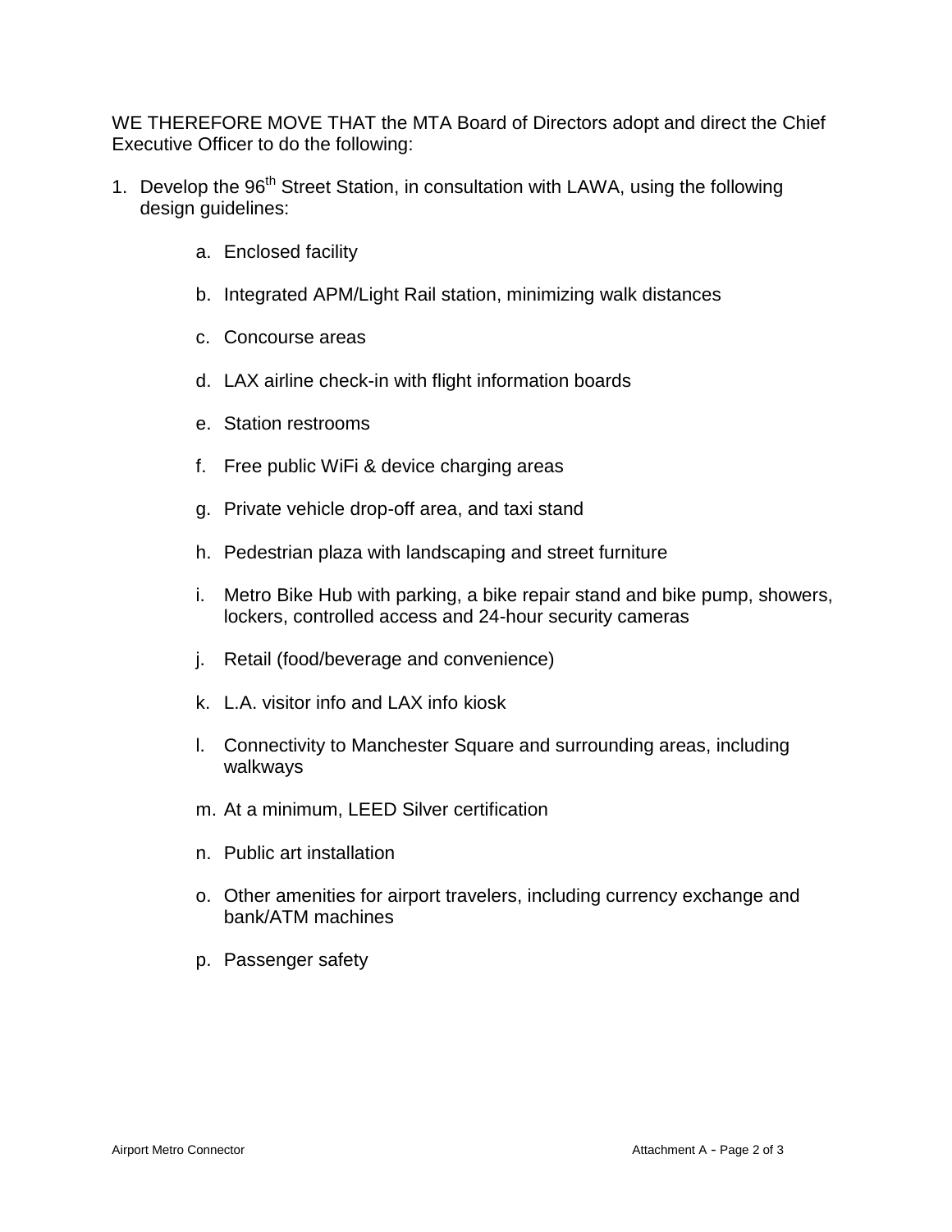WE THEREFORE MOVE THAT the MTA Board of Directors adopt and direct the Chief Executive Officer to do the following:

1. Develop the 96th Street Station, in consultation with LAWA, using the following design guidelines:

   a. Enclosed facility

   b. Integrated APM/Light Rail station, minimizing walk distances

   c. Concourse areas

   d. LAX airline check-in with flight information boards

   e. Station restrooms

   f. Free public WiFi & device charging areas

   g. Private vehicle drop-off area, and taxi stand

   h. Pedestrian plaza with landscaping and street furniture

   i. Metro Bike Hub with parking, a bike repair stand and bike pump, showers, lockers, controlled access and 24-hour security cameras

   j. Retail (food/beverage and convenience)

   k. L.A. visitor info and LAX info kiosk

   l. Connectivity to Manchester Square and surrounding areas, including walkways

   m. At a minimum, LEED Silver certification

   n. Public art installation

   o. Other amenities for airport travelers, including currency exchange and bank/ATM machines

   p. Passenger safety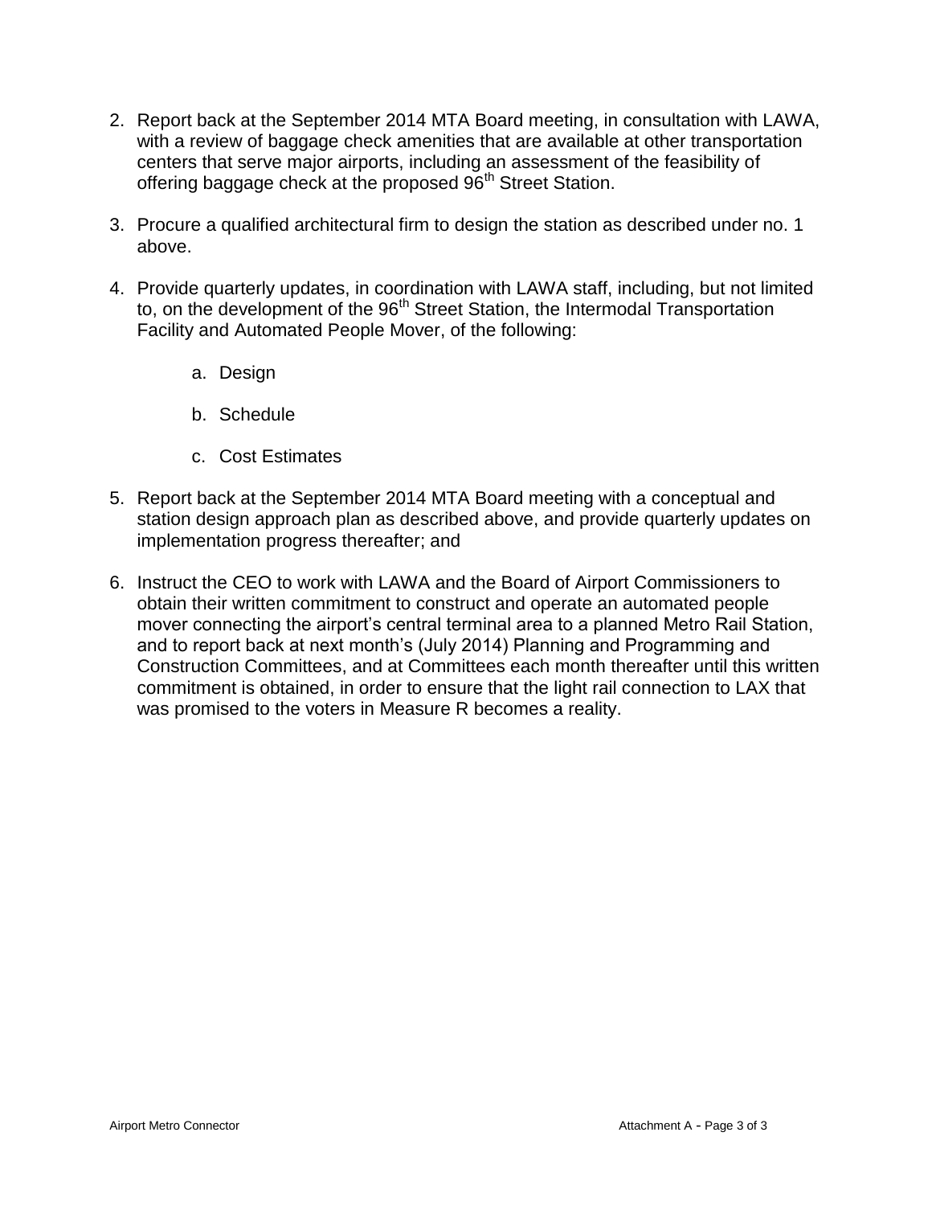2. Report back at the September 2014 MTA Board meeting, in consultation with LAWA, with a review of baggage check amenities that are available at other transportation centers that serve major airports, including an assessment of the feasibility of offering baggage check at the proposed 96th Street Station.

3. Procure a qualified architectural firm to design the station as described under no. 1 above.

4. Provide quarterly updates, in coordination with LAWA staff, including, but not limited to, on the development of the 96th Street Station, the Intermodal Transportation Facility and Automated People Mover, of the following:

    a. Design

    b. Schedule

    c. Cost Estimates

5. Report back at the September 2014 MTA Board meeting with a conceptual and station design approach plan as described above, and provide quarterly updates on implementation progress thereafter; and

6. Instruct the CEO to work with LAWA and the Board of Airport Commissioners to obtain their written commitment to construct and operate an automated people mover connecting the airport's central terminal area to a planned Metro Rail Station, and to report back at next month's (July 2014) Planning and Programming and Construction Committees, and at Committees each month thereafter until this written commitment is obtained, in order to ensure that the light rail connection to LAX that was promised to the voters in Measure R becomes a reality.